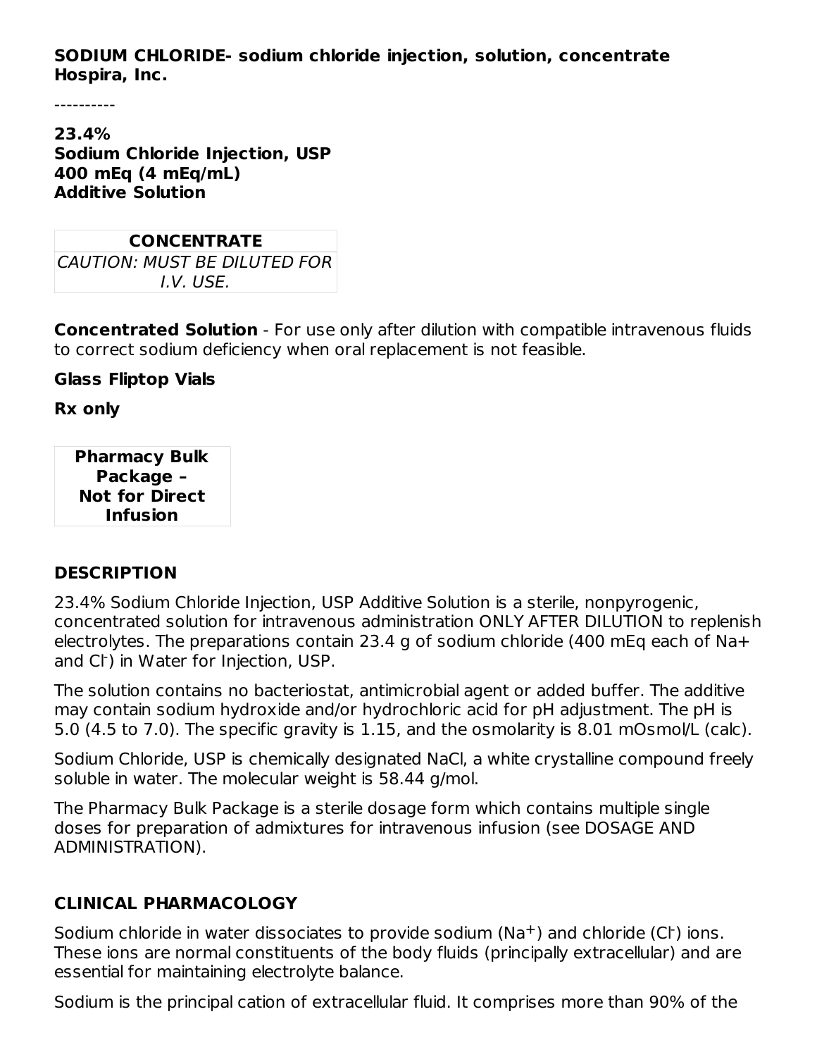**SODIUM CHLORIDE- sodium chloride injection, solution, concentrate**
**Hospira, Inc.**

----------

**23.4%**
**Sodium Chloride Injection, USP**
**400 mEq (4 mEq/mL)**
**Additive Solution**

| **CONCENTRATE** |
| --- |
| *CAUTION: MUST BE DILUTED FOR I.V. USE.* |

**Concentrated Solution** - For use only after dilution with compatible intravenous fluids to correct sodium deficiency when oral replacement is not feasible.

**Glass Fliptop Vials**

**Rx only**

| **Pharmacy Bulk Package – Not for Direct Infusion** |
| --- |

## DESCRIPTION

23.4% Sodium Chloride Injection, USP Additive Solution is a sterile, nonpyrogenic, concentrated solution for intravenous administration ONLY AFTER DILUTION to replenish electrolytes. The preparations contain 23.4 g of sodium chloride (400 mEq each of Na+ and $Cl^-$) in Water for Injection, USP.

The solution contains no bacteriostat, antimicrobial agent or added buffer. The additive may contain sodium hydroxide and/or hydrochloric acid for pH adjustment. The pH is 5.0 (4.5 to 7.0). The specific gravity is 1.15, and the osmolarity is 8.01 mOsmol/L (calc).

Sodium Chloride, USP is chemically designated NaCl, a white crystalline compound freely soluble in water. The molecular weight is 58.44 g/mol.

The Pharmacy Bulk Package is a sterile dosage form which contains multiple single doses for preparation of admixtures for intravenous infusion (see DOSAGE AND ADMINISTRATION).

## CLINICAL PHARMACOLOGY

Sodium chloride in water dissociates to provide sodium ($Na^+$) and chloride ($Cl^-$) ions. These ions are normal constituents of the body fluids (principally extracellular) and are essential for maintaining electrolyte balance.

Sodium is the principal cation of extracellular fluid. It comprises more than 90% of the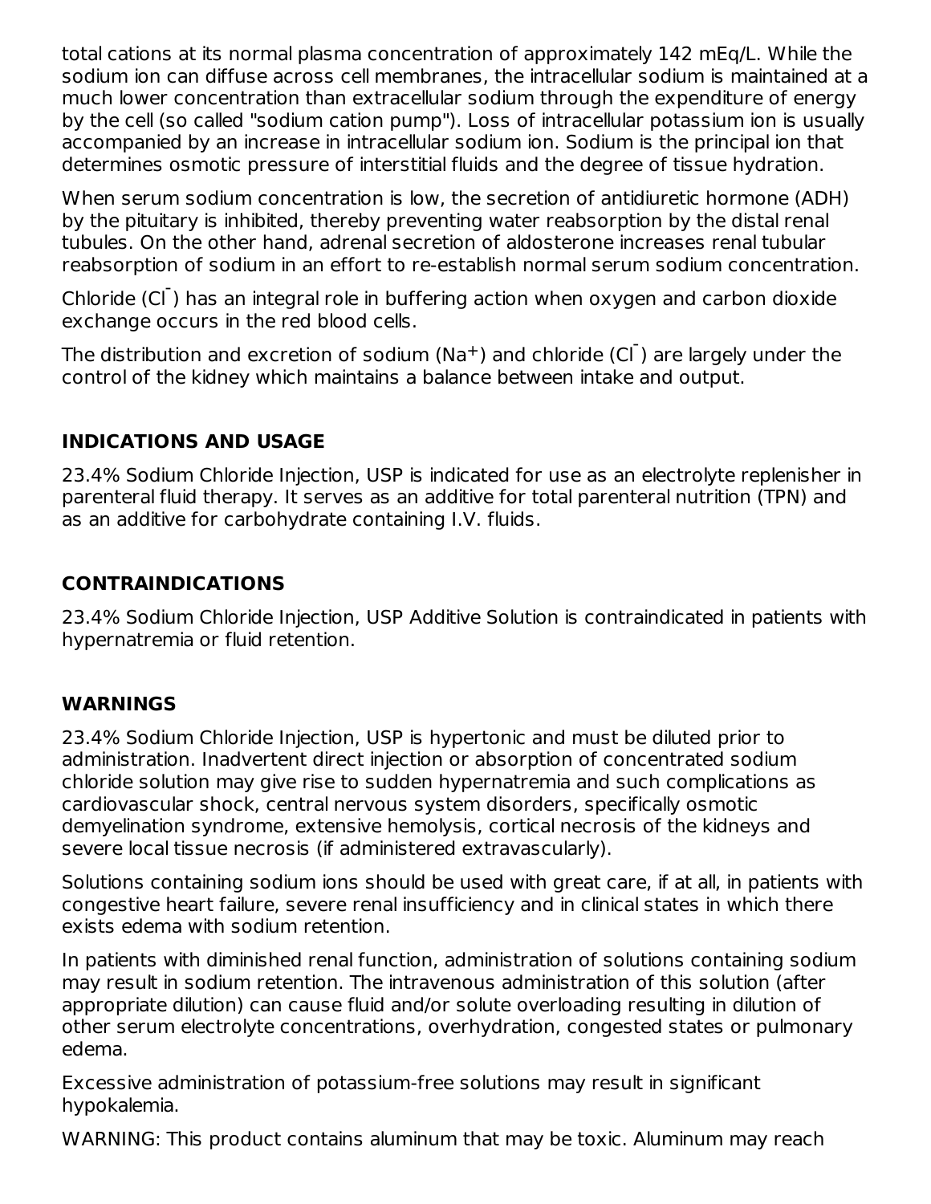total cations at its normal plasma concentration of approximately 142 mEq/L. While the sodium ion can diffuse across cell membranes, the intracellular sodium is maintained at a much lower concentration than extracellular sodium through the expenditure of energy by the cell (so called "sodium cation pump"). Loss of intracellular potassium ion is usually accompanied by an increase in intracellular sodium ion. Sodium is the principal ion that determines osmotic pressure of interstitial fluids and the degree of tissue hydration.

When serum sodium concentration is low, the secretion of antidiuretic hormone (ADH) by the pituitary is inhibited, thereby preventing water reabsorption by the distal renal tubules. On the other hand, adrenal secretion of aldosterone increases renal tubular reabsorption of sodium in an effort to re-establish normal serum sodium concentration.

Chloride ($Cl^-$) has an integral role in buffering action when oxygen and carbon dioxide exchange occurs in the red blood cells.

The distribution and excretion of sodium ($Na^+$) and chloride ($Cl^-$) are largely under the control of the kidney which maintains a balance between intake and output.

## INDICATIONS AND USAGE

23.4% Sodium Chloride Injection, USP is indicated for use as an electrolyte replenisher in parenteral fluid therapy. It serves as an additive for total parenteral nutrition (TPN) and as an additive for carbohydrate containing I.V. fluids.

## CONTRAINDICATIONS

23.4% Sodium Chloride Injection, USP Additive Solution is contraindicated in patients with hypernatremia or fluid retention.

## WARNINGS

23.4% Sodium Chloride Injection, USP is hypertonic and must be diluted prior to administration. Inadvertent direct injection or absorption of concentrated sodium chloride solution may give rise to sudden hypernatremia and such complications as cardiovascular shock, central nervous system disorders, specifically osmotic demyelination syndrome, extensive hemolysis, cortical necrosis of the kidneys and severe local tissue necrosis (if administered extravascularly).

Solutions containing sodium ions should be used with great care, if at all, in patients with congestive heart failure, severe renal insufficiency and in clinical states in which there exists edema with sodium retention.

In patients with diminished renal function, administration of solutions containing sodium may result in sodium retention. The intravenous administration of this solution (after appropriate dilution) can cause fluid and/or solute overloading resulting in dilution of other serum electrolyte concentrations, overhydration, congested states or pulmonary edema.

Excessive administration of potassium-free solutions may result in significant hypokalemia.

WARNING: This product contains aluminum that may be toxic. Aluminum may reach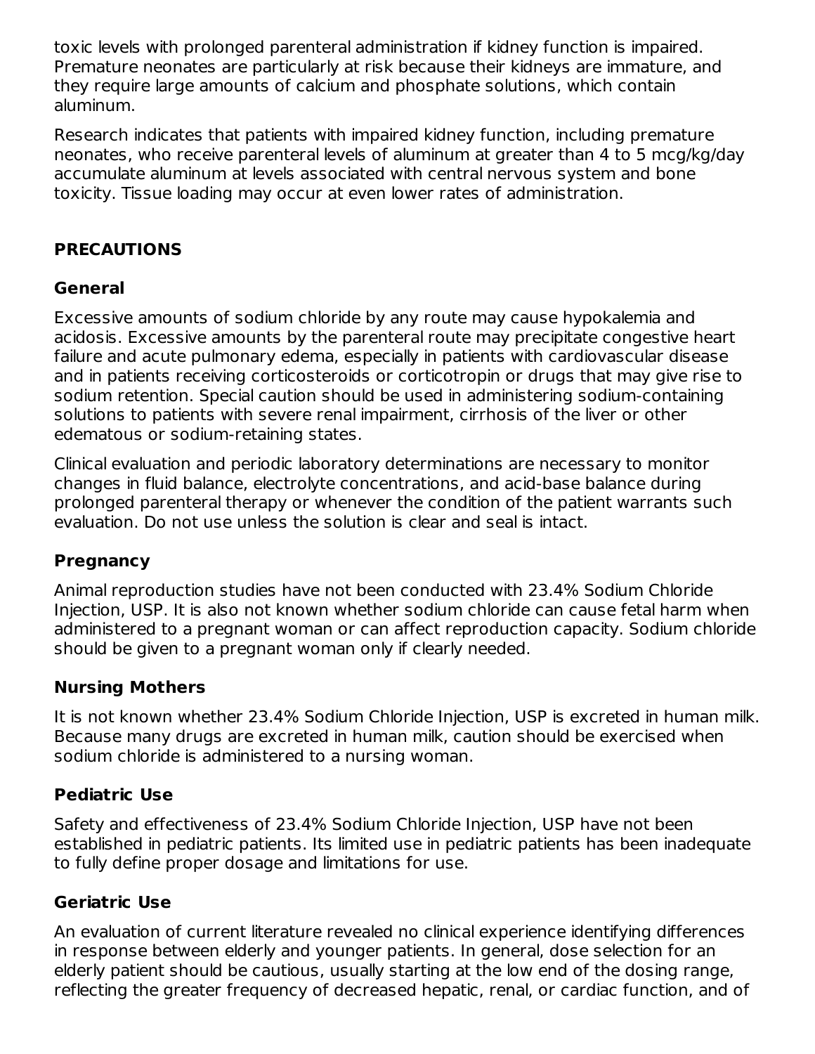toxic levels with prolonged parenteral administration if kidney function is impaired. Premature neonates are particularly at risk because their kidneys are immature, and they require large amounts of calcium and phosphate solutions, which contain aluminum.

Research indicates that patients with impaired kidney function, including premature neonates, who receive parenteral levels of aluminum at greater than 4 to 5 mcg/kg/day accumulate aluminum at levels associated with central nervous system and bone toxicity. Tissue loading may occur at even lower rates of administration.

## PRECAUTIONS

### General

Excessive amounts of sodium chloride by any route may cause hypokalemia and acidosis. Excessive amounts by the parenteral route may precipitate congestive heart failure and acute pulmonary edema, especially in patients with cardiovascular disease and in patients receiving corticosteroids or corticotropin or drugs that may give rise to sodium retention. Special caution should be used in administering sodium-containing solutions to patients with severe renal impairment, cirrhosis of the liver or other edematous or sodium-retaining states.

Clinical evaluation and periodic laboratory determinations are necessary to monitor changes in fluid balance, electrolyte concentrations, and acid-base balance during prolonged parenteral therapy or whenever the condition of the patient warrants such evaluation. Do not use unless the solution is clear and seal is intact.

### Pregnancy

Animal reproduction studies have not been conducted with 23.4% Sodium Chloride Injection, USP. It is also not known whether sodium chloride can cause fetal harm when administered to a pregnant woman or can affect reproduction capacity. Sodium chloride should be given to a pregnant woman only if clearly needed.

### Nursing Mothers

It is not known whether 23.4% Sodium Chloride Injection, USP is excreted in human milk. Because many drugs are excreted in human milk, caution should be exercised when sodium chloride is administered to a nursing woman.

### Pediatric Use

Safety and effectiveness of 23.4% Sodium Chloride Injection, USP have not been established in pediatric patients. Its limited use in pediatric patients has been inadequate to fully define proper dosage and limitations for use.

### Geriatric Use

An evaluation of current literature revealed no clinical experience identifying differences in response between elderly and younger patients. In general, dose selection for an elderly patient should be cautious, usually starting at the low end of the dosing range, reflecting the greater frequency of decreased hepatic, renal, or cardiac function, and of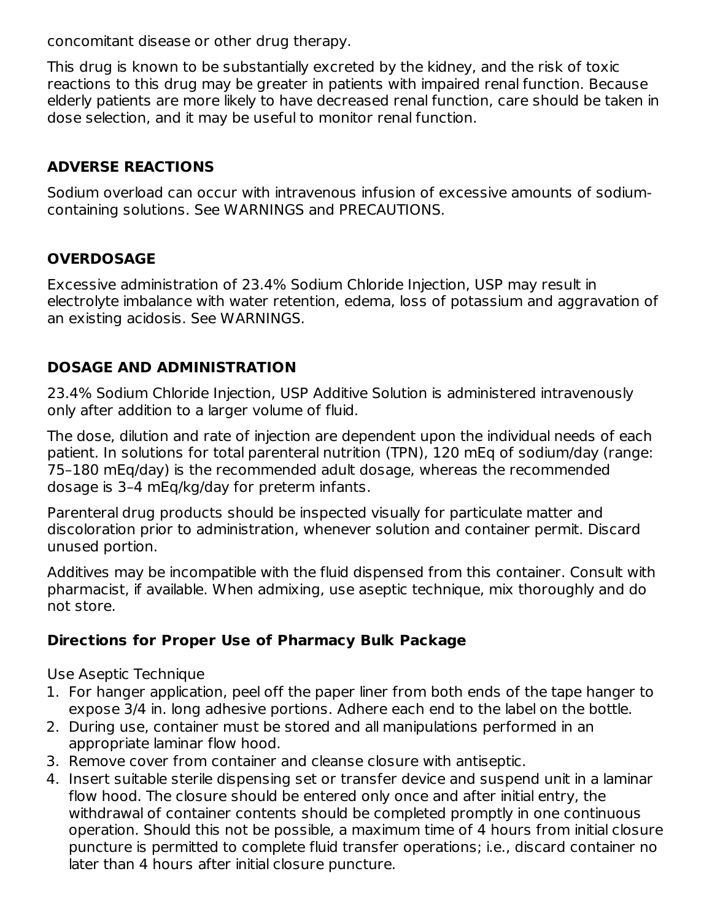concomitant disease or other drug therapy.

This drug is known to be substantially excreted by the kidney, and the risk of toxic reactions to this drug may be greater in patients with impaired renal function. Because elderly patients are more likely to have decreased renal function, care should be taken in dose selection, and it may be useful to monitor renal function.

## ADVERSE REACTIONS

Sodium overload can occur with intravenous infusion of excessive amounts of sodium-containing solutions. See WARNINGS and PRECAUTIONS.

## OVERDOSAGE

Excessive administration of 23.4% Sodium Chloride Injection, USP may result in electrolyte imbalance with water retention, edema, loss of potassium and aggravation of an existing acidosis. See WARNINGS.

## DOSAGE AND ADMINISTRATION

23.4% Sodium Chloride Injection, USP Additive Solution is administered intravenously only after addition to a larger volume of fluid.

The dose, dilution and rate of injection are dependent upon the individual needs of each patient. In solutions for total parenteral nutrition (TPN), 120 mEq of sodium/day (range: 75–180 mEq/day) is the recommended adult dosage, whereas the recommended dosage is 3–4 mEq/kg/day for preterm infants.

Parenteral drug products should be inspected visually for particulate matter and discoloration prior to administration, whenever solution and container permit. Discard unused portion.

Additives may be incompatible with the fluid dispensed from this container. Consult with pharmacist, if available. When admixing, use aseptic technique, mix thoroughly and do not store.

### Directions for Proper Use of Pharmacy Bulk Package

Use Aseptic Technique

1. For hanger application, peel off the paper liner from both ends of the tape hanger to expose 3/4 in. long adhesive portions. Adhere each end to the label on the bottle.
2. During use, container must be stored and all manipulations performed in an appropriate laminar flow hood.
3. Remove cover from container and cleanse closure with antiseptic.
4. Insert suitable sterile dispensing set or transfer device and suspend unit in a laminar flow hood. The closure should be entered only once and after initial entry, the withdrawal of container contents should be completed promptly in one continuous operation. Should this not be possible, a maximum time of 4 hours from initial closure puncture is permitted to complete fluid transfer operations; i.e., discard container no later than 4 hours after initial closure puncture.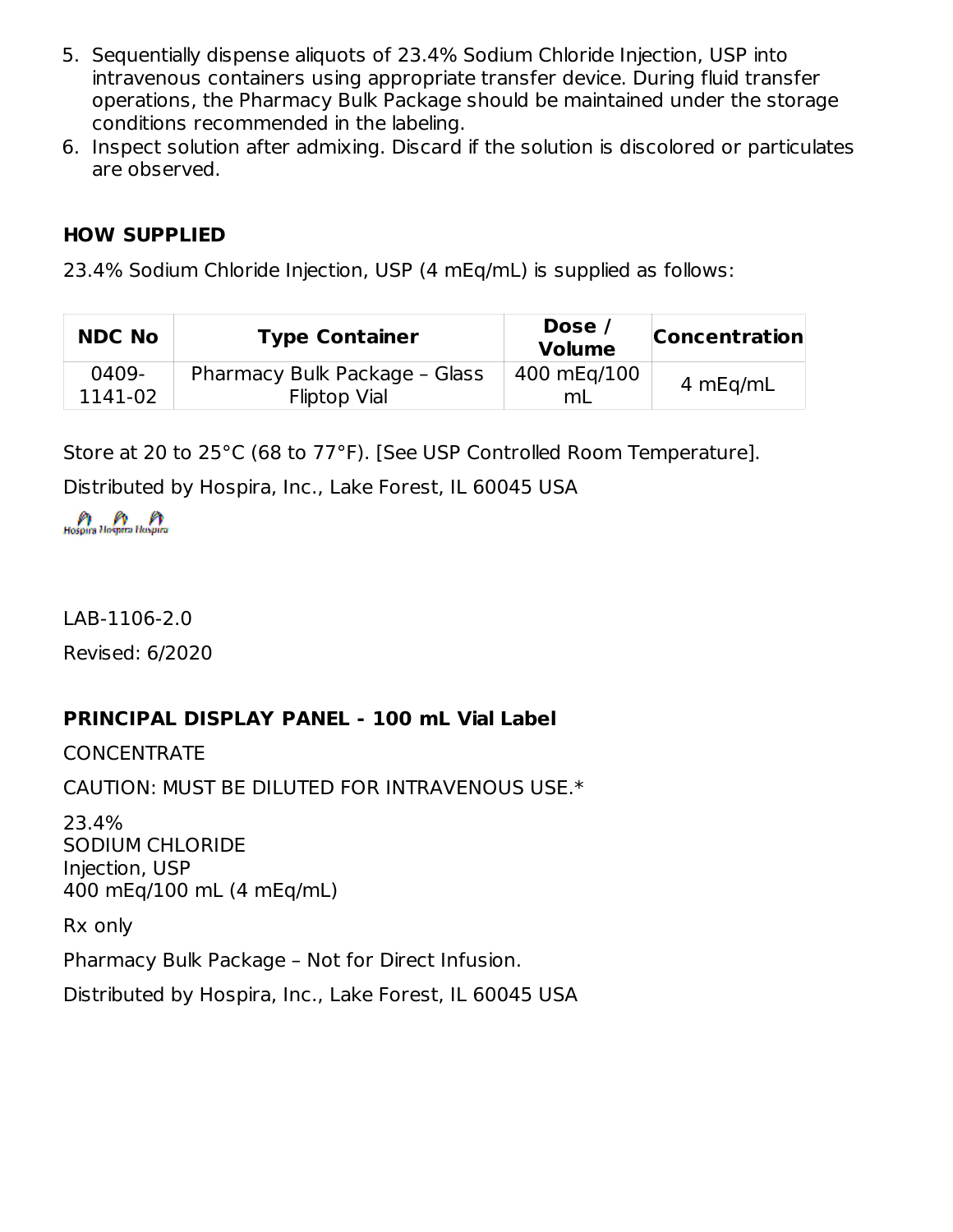5. Sequentially dispense aliquots of 23.4% Sodium Chloride Injection, USP into intravenous containers using appropriate transfer device. During fluid transfer operations, the Pharmacy Bulk Package should be maintained under the storage conditions recommended in the labeling.
6. Inspect solution after admixing. Discard if the solution is discolored or particulates are observed.

## HOW SUPPLIED

23.4% Sodium Chloride Injection, USP (4 mEq/mL) is supplied as follows:

| NDC No | Type Container | Dose / Volume | Concentration |
|---|---|---|---|
| 0409-1141-02 | Pharmacy Bulk Package – Glass Fliptop Vial | 400 mEq/100 mL | 4 mEq/mL |

Store at 20 to 25°C (68 to 77°F). [See USP Controlled Room Temperature].

Distributed by Hospira, Inc., Lake Forest, IL 60045 USA

Hospira Hospira Hospira

LAB-1106-2.0

Revised: 6/2020

## PRINCIPAL DISPLAY PANEL - 100 mL Vial Label

CONCENTRATE

CAUTION: MUST BE DILUTED FOR INTRAVENOUS USE.*

23.4%
SODIUM CHLORIDE
Injection, USP
400 mEq/100 mL (4 mEq/mL)

Rx only

Pharmacy Bulk Package – Not for Direct Infusion.

Distributed by Hospira, Inc., Lake Forest, IL 60045 USA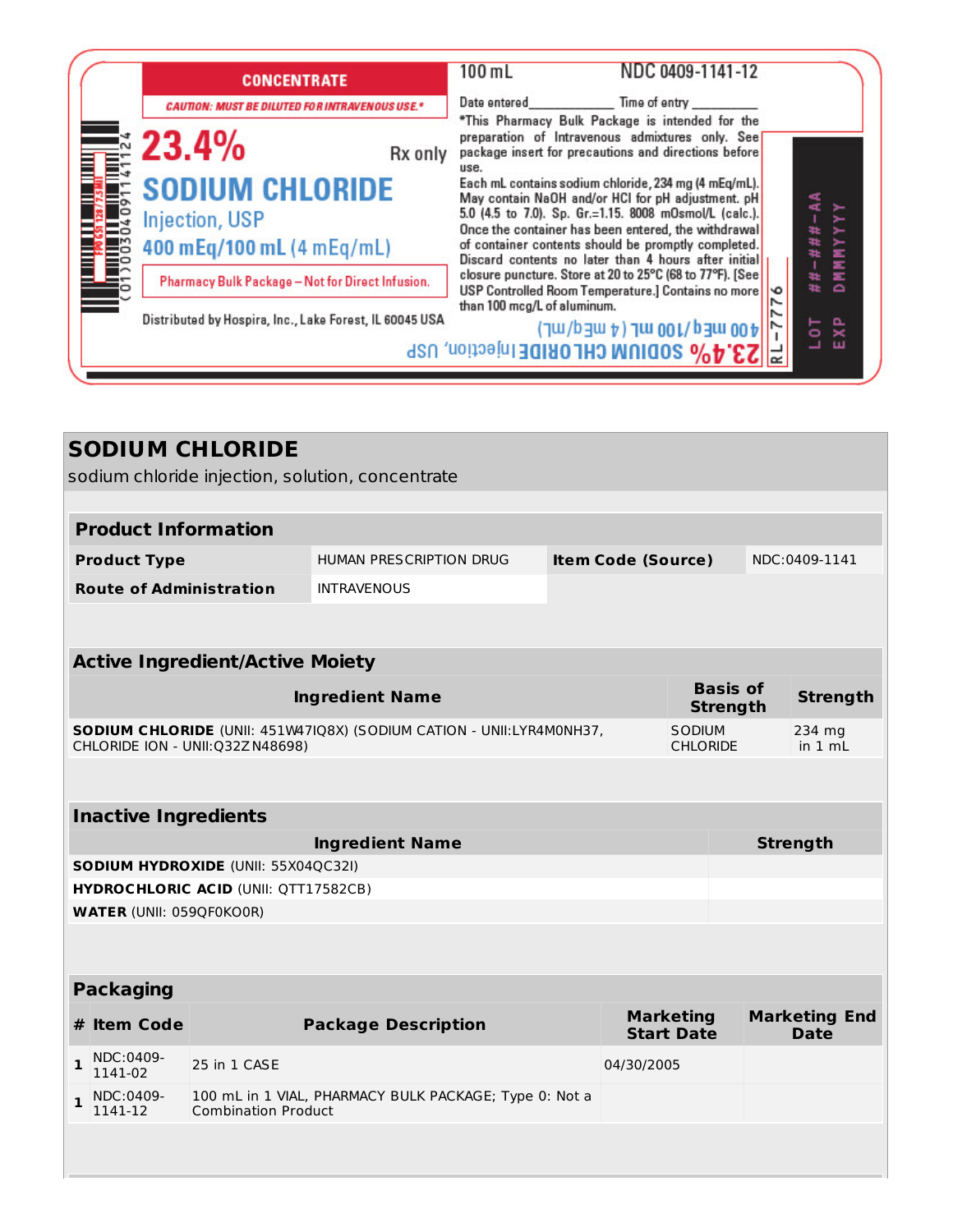CONCENTRATE

*CAUTION: MUST BE DILUTED FOR INTRAVENOUS USE.**

23.4%

Rx only

SODIUM CHLORIDE

Injection, USP

400 mEq/100 mL (4 mEq/mL)

Pharmacy Bulk Package – Not for Direct Infusion.

Distributed by Hospira, Inc., Lake Forest, IL 60045 USA

(01)00304091141124

100 mL

NDC 0409-1141-12

Date entered___________ Time of entry ___________

*This Pharmacy Bulk Package is intended for the preparation of Intravenous admixtures only. See package insert for precautions and directions before use.

Each mL contains sodium chloride, 234 mg (4 mEq/mL). May contain NaOH and/or HCl for pH adjustment. pH 5.0 (4.5 to 7.0). Sp. Gr.=1.15. 8008 mOsmol/L (calc.). Once the container has been entered, the withdrawal of container contents should be promptly completed. Discard contents no later than 4 hours after initial closure puncture. Store at 20 to 25°C (68 to 77°F). [See USP Controlled Room Temperature.] Contains no more than 100 mcg/L of aluminum.

23.4% SODIUM CHLORIDE Injection, USP

400 mEq/100 mL (4 mEq/mL)

RL-7776

LOT ##-###-AA

EXP DMMMYYYY

# SODIUM CHLORIDE

sodium chloride injection, solution, concentrate

## Product Information

| | | | |
|---|---|---|---|
| **Product Type** | HUMAN PRESCRIPTION DRUG | **Item Code (Source)** | NDC:0409-1141 |
| **Route of Administration** | INTRAVENOUS | | |

## Active Ingredient/Active Moiety

| Ingredient Name | Basis of Strength | Strength |
|---|---|---|
| **SODIUM CHLORIDE** (UNII: 451W47IQ8X) (SODIUM CATION - UNII:LYR4M0NH37, CHLORIDE ION - UNII:Q32ZN48698) | SODIUM CHLORIDE | 234 mg in 1 mL |

## Inactive Ingredients

| Ingredient Name | Strength |
|---|---|
| **SODIUM HYDROXIDE** (UNII: 55X04QC32I) | |
| **HYDROCHLORIC ACID** (UNII: QTT17582CB) | |
| **WATER** (UNII: 059QF0KO0R) | |

## Packaging

| # | Item Code | Package Description | Marketing Start Date | Marketing End Date |
|---|---|---|---|---|
| 1 | NDC:0409-1141-02 | 25 in 1 CASE | 04/30/2005 | |
| 1 | NDC:0409-1141-12 | 100 mL in 1 VIAL, PHARMACY BULK PACKAGE; Type 0: Not a Combination Product | | |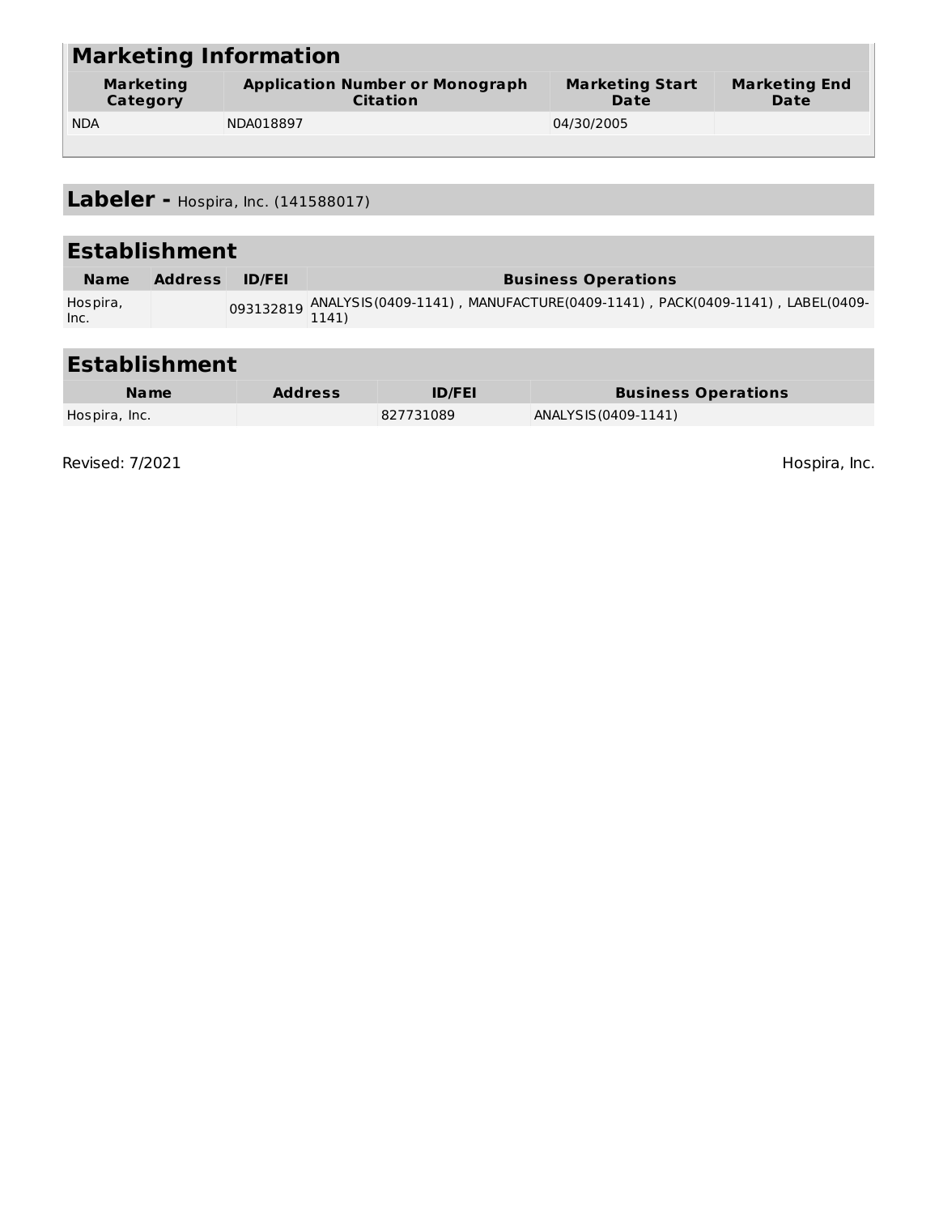## Marketing Information

| Marketing Category | Application Number or Monograph Citation | Marketing Start Date | Marketing End Date |
|---|---|---|---|
| NDA | NDA018897 | 04/30/2005 | |

## Labeler - Hospira, Inc. (141588017)

## Establishment

| Name | Address | ID/FEI | Business Operations |
|---|---|---|---|
| Hospira, Inc. | | 093132819 | ANALYSIS(0409-1141) , MANUFACTURE(0409-1141) , PACK(0409-1141) , LABEL(0409-1141) |

## Establishment

| Name | Address | ID/FEI | Business Operations |
|---|---|---|---|
| Hospira, Inc. | | 827731089 | ANALYSIS(0409-1141) |

Revised: 7/2021

Hospira, Inc.